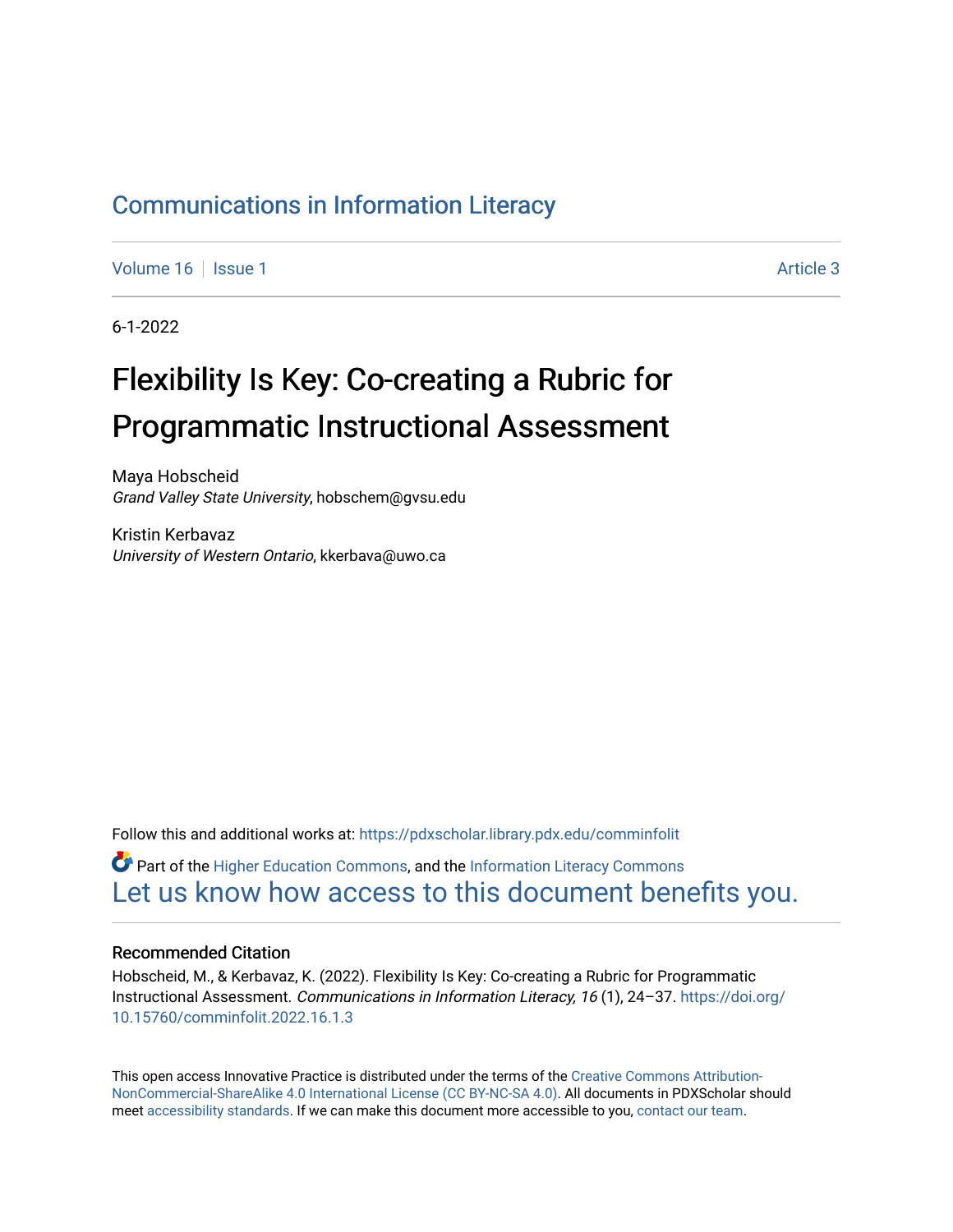Communications in Information Literacy

Volume 16 | Issue 1 | Article 3

6-1-2022

# Flexibility Is Key: Co-creating a Rubric for Programmatic Instructional Assessment

Maya Hobscheid
*Grand Valley State University*, hobschem@gvsu.edu

Kristin Kerbavaz
*University of Western Ontario*, kkerbava@uwo.ca

Follow this and additional works at: https://pdxscholar.library.pdx.edu/comminfolit

Part of the Higher Education Commons, and the Information Literacy Commons

Let us know how access to this document benefits you.

## Recommended Citation

Hobscheid, M., & Kerbavaz, K. (2022). Flexibility Is Key: Co-creating a Rubric for Programmatic Instructional Assessment. *Communications in Information Literacy, 16* (1), 24–37. https://doi.org/10.15760/comminfolit.2022.16.1.3

This open access Innovative Practice is distributed under the terms of the Creative Commons Attribution-NonCommercial-ShareAlike 4.0 International License (CC BY-NC-SA 4.0). All documents in PDXScholar should meet accessibility standards. If we can make this document more accessible to you, contact our team.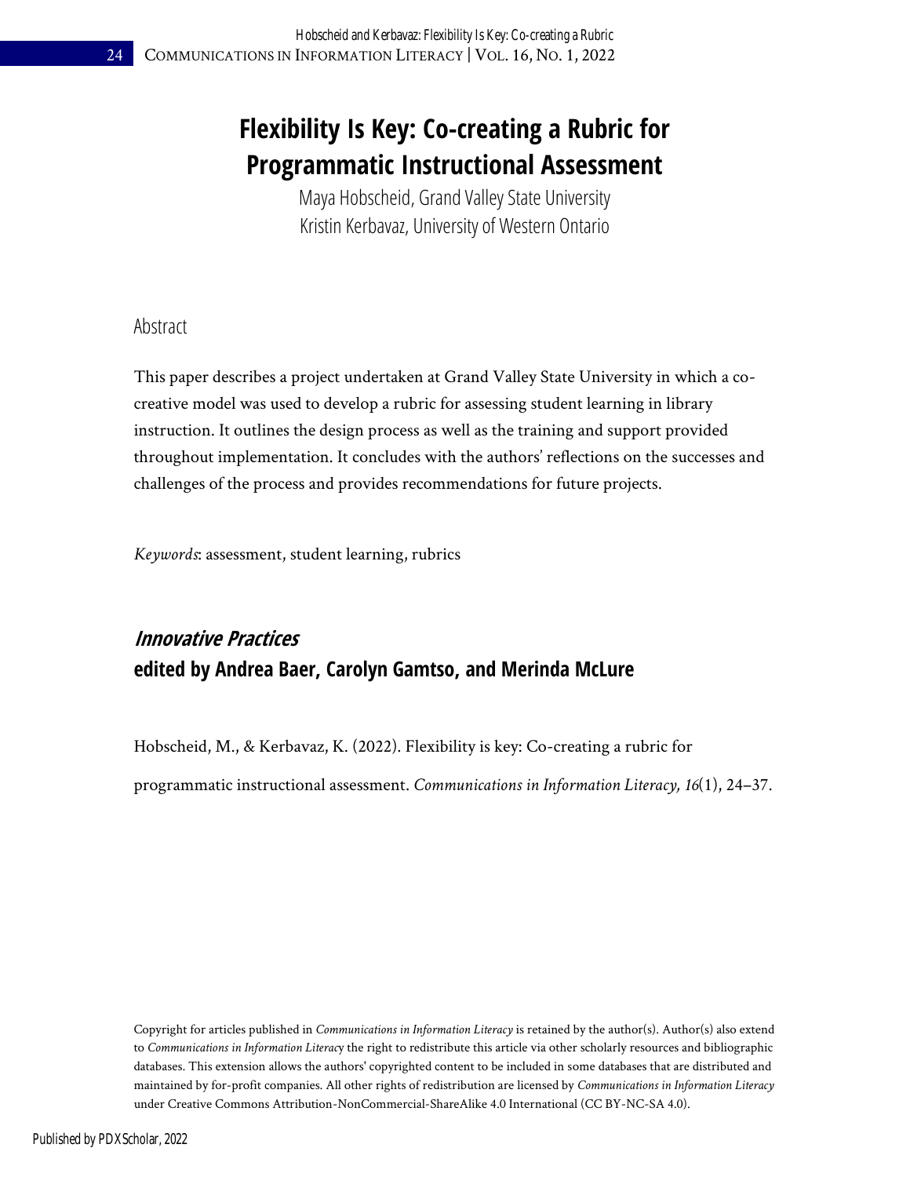# Flexibility Is Key: Co-creating a Rubric for Programmatic Instructional Assessment

Maya Hobscheid, Grand Valley State University
Kristin Kerbavaz, University of Western Ontario

## Abstract

This paper describes a project undertaken at Grand Valley State University in which a co-creative model was used to develop a rubric for assessing student learning in library instruction. It outlines the design process as well as the training and support provided throughout implementation. It concludes with the authors' reflections on the successes and challenges of the process and provides recommendations for future projects.

*Keywords*: assessment, student learning, rubrics

## *Innovative Practices*
**edited by Andrea Baer, Carolyn Gamtso, and Merinda McLure**

Hobscheid, M., & Kerbavaz, K. (2022). Flexibility is key: Co-creating a rubric for programmatic instructional assessment. *Communications in Information Literacy, 16*(1), 24–37.

Copyright for articles published in *Communications in Information Literacy* is retained by the author(s). Author(s) also extend to *Communications in Information Literacy* the right to redistribute this article via other scholarly resources and bibliographic databases. This extension allows the authors' copyrighted content to be included in some databases that are distributed and maintained by for-profit companies. All other rights of redistribution are licensed by *Communications in Information Literacy* under Creative Commons Attribution-NonCommercial-ShareAlike 4.0 International (CC BY-NC-SA 4.0).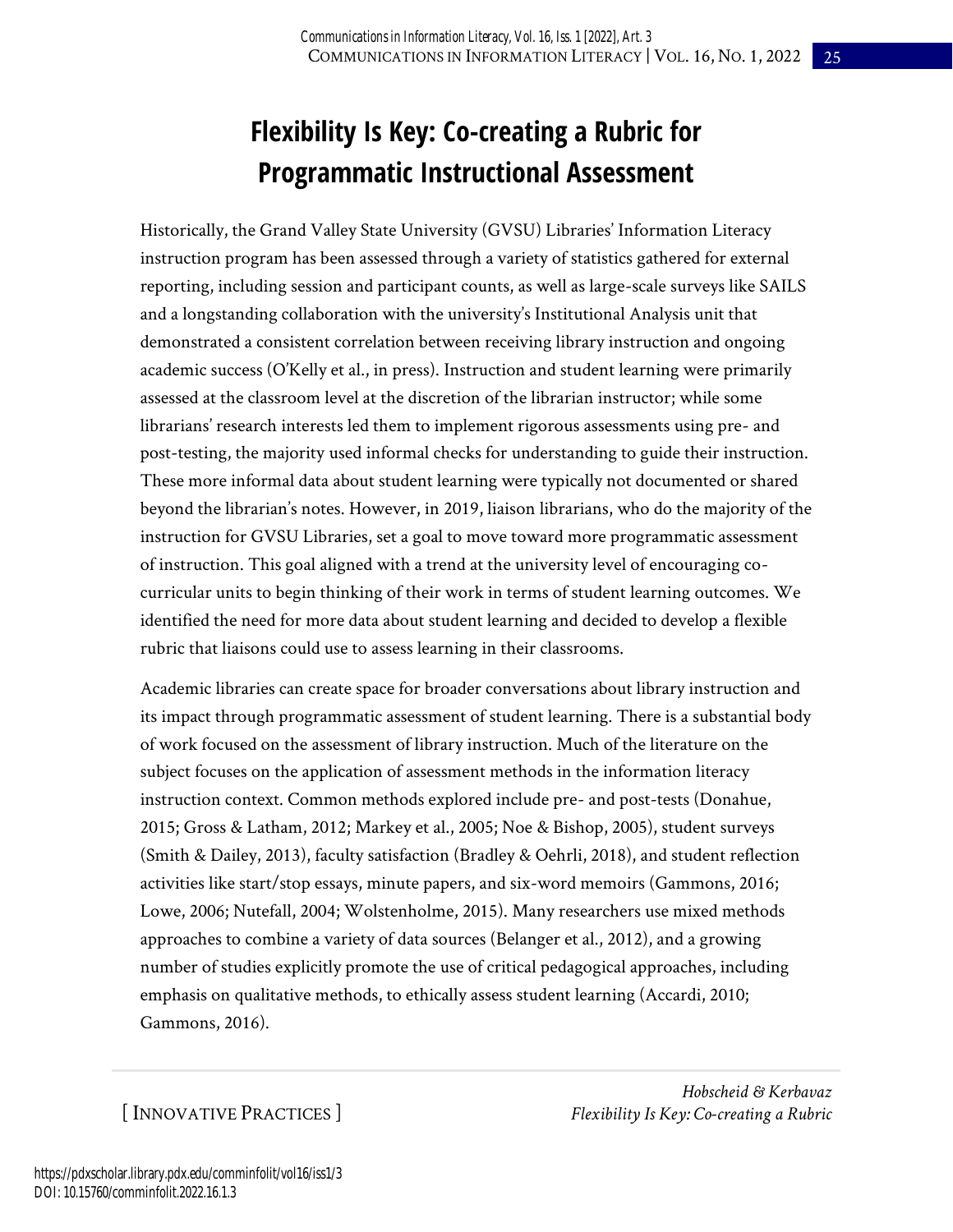# Flexibility Is Key: Co-creating a Rubric for Programmatic Instructional Assessment

Historically, the Grand Valley State University (GVSU) Libraries' Information Literacy instruction program has been assessed through a variety of statistics gathered for external reporting, including session and participant counts, as well as large-scale surveys like SAILS and a longstanding collaboration with the university's Institutional Analysis unit that demonstrated a consistent correlation between receiving library instruction and ongoing academic success (O'Kelly et al., in press). Instruction and student learning were primarily assessed at the classroom level at the discretion of the librarian instructor; while some librarians' research interests led them to implement rigorous assessments using pre- and post-testing, the majority used informal checks for understanding to guide their instruction. These more informal data about student learning were typically not documented or shared beyond the librarian's notes. However, in 2019, liaison librarians, who do the majority of the instruction for GVSU Libraries, set a goal to move toward more programmatic assessment of instruction. This goal aligned with a trend at the university level of encouraging co-curricular units to begin thinking of their work in terms of student learning outcomes. We identified the need for more data about student learning and decided to develop a flexible rubric that liaisons could use to assess learning in their classrooms.

Academic libraries can create space for broader conversations about library instruction and its impact through programmatic assessment of student learning. There is a substantial body of work focused on the assessment of library instruction. Much of the literature on the subject focuses on the application of assessment methods in the information literacy instruction context. Common methods explored include pre- and post-tests (Donahue, 2015; Gross & Latham, 2012; Markey et al., 2005; Noe & Bishop, 2005), student surveys (Smith & Dailey, 2013), faculty satisfaction (Bradley & Oehrli, 2018), and student reflection activities like start/stop essays, minute papers, and six-word memoirs (Gammons, 2016; Lowe, 2006; Nutefall, 2004; Wolstenholme, 2015). Many researchers use mixed methods approaches to combine a variety of data sources (Belanger et al., 2012), and a growing number of studies explicitly promote the use of critical pedagogical approaches, including emphasis on qualitative methods, to ethically assess student learning (Accardi, 2010; Gammons, 2016).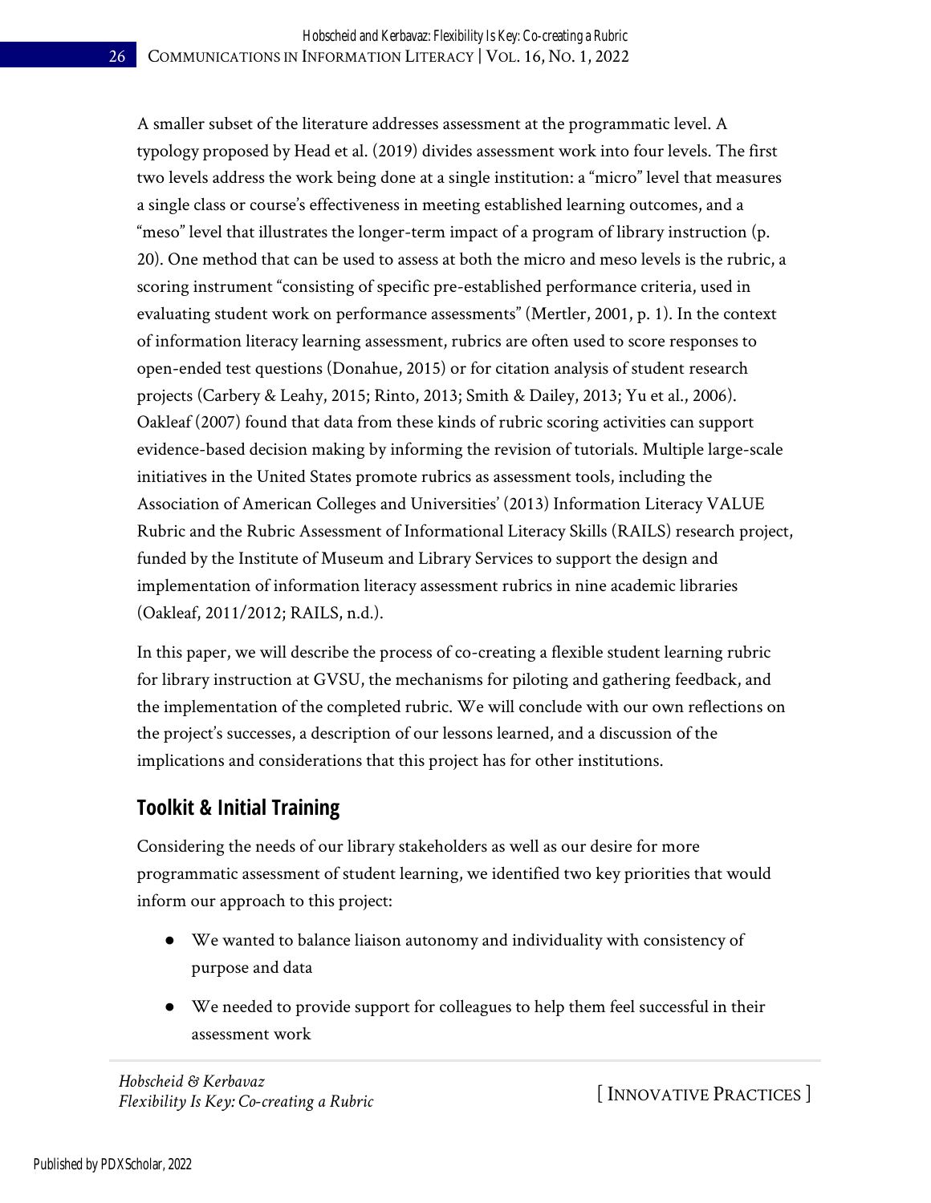A smaller subset of the literature addresses assessment at the programmatic level. A typology proposed by Head et al. (2019) divides assessment work into four levels. The first two levels address the work being done at a single institution: a "micro" level that measures a single class or course's effectiveness in meeting established learning outcomes, and a "meso" level that illustrates the longer-term impact of a program of library instruction (p. 20). One method that can be used to assess at both the micro and meso levels is the rubric, a scoring instrument "consisting of specific pre-established performance criteria, used in evaluating student work on performance assessments" (Mertler, 2001, p. 1). In the context of information literacy learning assessment, rubrics are often used to score responses to open-ended test questions (Donahue, 2015) or for citation analysis of student research projects (Carbery & Leahy, 2015; Rinto, 2013; Smith & Dailey, 2013; Yu et al., 2006). Oakleaf (2007) found that data from these kinds of rubric scoring activities can support evidence-based decision making by informing the revision of tutorials. Multiple large-scale initiatives in the United States promote rubrics as assessment tools, including the Association of American Colleges and Universities' (2013) Information Literacy VALUE Rubric and the Rubric Assessment of Informational Literacy Skills (RAILS) research project, funded by the Institute of Museum and Library Services to support the design and implementation of information literacy assessment rubrics in nine academic libraries (Oakleaf, 2011/2012; RAILS, n.d.).

In this paper, we will describe the process of co-creating a flexible student learning rubric for library instruction at GVSU, the mechanisms for piloting and gathering feedback, and the implementation of the completed rubric. We will conclude with our own reflections on the project's successes, a description of our lessons learned, and a discussion of the implications and considerations that this project has for other institutions.

## Toolkit & Initial Training

Considering the needs of our library stakeholders as well as our desire for more programmatic assessment of student learning, we identified two key priorities that would inform our approach to this project:

- We wanted to balance liaison autonomy and individuality with consistency of purpose and data
- We needed to provide support for colleagues to help them feel successful in their assessment work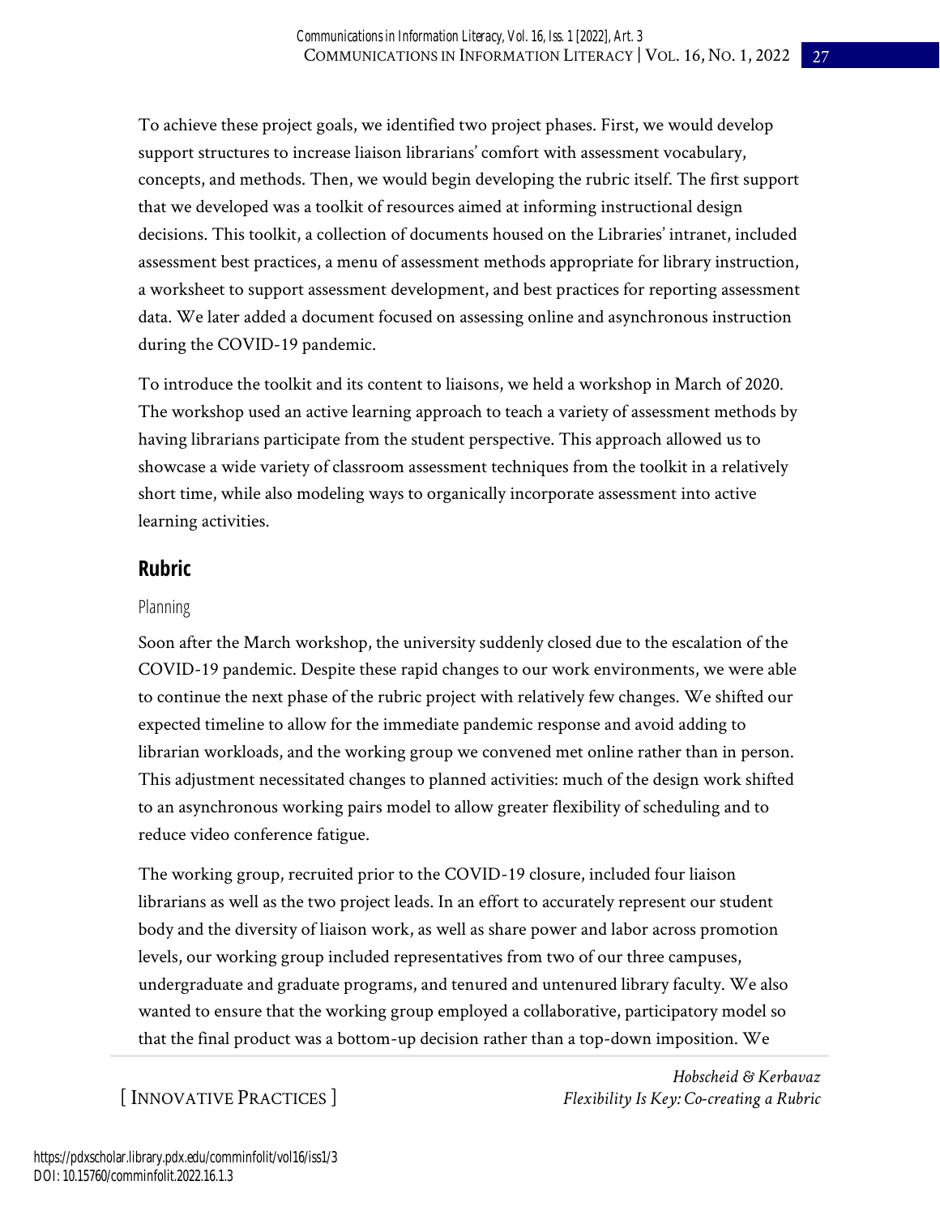To achieve these project goals, we identified two project phases. First, we would develop support structures to increase liaison librarians' comfort with assessment vocabulary, concepts, and methods. Then, we would begin developing the rubric itself. The first support that we developed was a toolkit of resources aimed at informing instructional design decisions. This toolkit, a collection of documents housed on the Libraries' intranet, included assessment best practices, a menu of assessment methods appropriate for library instruction, a worksheet to support assessment development, and best practices for reporting assessment data. We later added a document focused on assessing online and asynchronous instruction during the COVID-19 pandemic.

To introduce the toolkit and its content to liaisons, we held a workshop in March of 2020. The workshop used an active learning approach to teach a variety of assessment methods by having librarians participate from the student perspective. This approach allowed us to showcase a wide variety of classroom assessment techniques from the toolkit in a relatively short time, while also modeling ways to organically incorporate assessment into active learning activities.

## Rubric

### Planning

Soon after the March workshop, the university suddenly closed due to the escalation of the COVID-19 pandemic. Despite these rapid changes to our work environments, we were able to continue the next phase of the rubric project with relatively few changes. We shifted our expected timeline to allow for the immediate pandemic response and avoid adding to librarian workloads, and the working group we convened met online rather than in person. This adjustment necessitated changes to planned activities: much of the design work shifted to an asynchronous working pairs model to allow greater flexibility of scheduling and to reduce video conference fatigue.

The working group, recruited prior to the COVID-19 closure, included four liaison librarians as well as the two project leads. In an effort to accurately represent our student body and the diversity of liaison work, as well as share power and labor across promotion levels, our working group included representatives from two of our three campuses, undergraduate and graduate programs, and tenured and untenured library faculty. We also wanted to ensure that the working group employed a collaborative, participatory model so that the final product was a bottom-up decision rather than a top-down imposition. We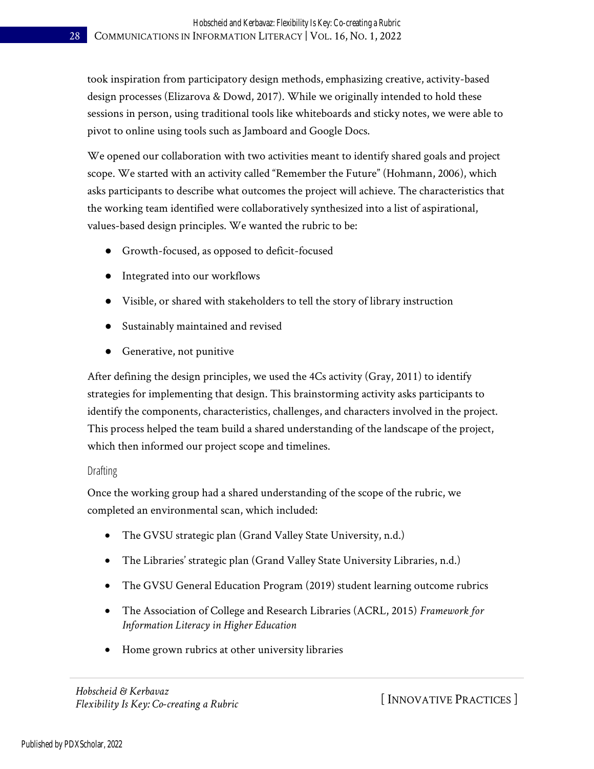took inspiration from participatory design methods, emphasizing creative, activity-based design processes (Elizarova & Dowd, 2017). While we originally intended to hold these sessions in person, using traditional tools like whiteboards and sticky notes, we were able to pivot to online using tools such as Jamboard and Google Docs.

We opened our collaboration with two activities meant to identify shared goals and project scope. We started with an activity called "Remember the Future" (Hohmann, 2006), which asks participants to describe what outcomes the project will achieve. The characteristics that the working team identified were collaboratively synthesized into a list of aspirational, values-based design principles. We wanted the rubric to be:

- Growth-focused, as opposed to deficit-focused
- Integrated into our workflows
- Visible, or shared with stakeholders to tell the story of library instruction
- Sustainably maintained and revised
- Generative, not punitive

After defining the design principles, we used the 4Cs activity (Gray, 2011) to identify strategies for implementing that design. This brainstorming activity asks participants to identify the components, characteristics, challenges, and characters involved in the project. This process helped the team build a shared understanding of the landscape of the project, which then informed our project scope and timelines.

### Drafting

Once the working group had a shared understanding of the scope of the rubric, we completed an environmental scan, which included:

- The GVSU strategic plan (Grand Valley State University, n.d.)
- The Libraries' strategic plan (Grand Valley State University Libraries, n.d.)
- The GVSU General Education Program (2019) student learning outcome rubrics
- The Association of College and Research Libraries (ACRL, 2015) *Framework for Information Literacy in Higher Education*
- Home grown rubrics at other university libraries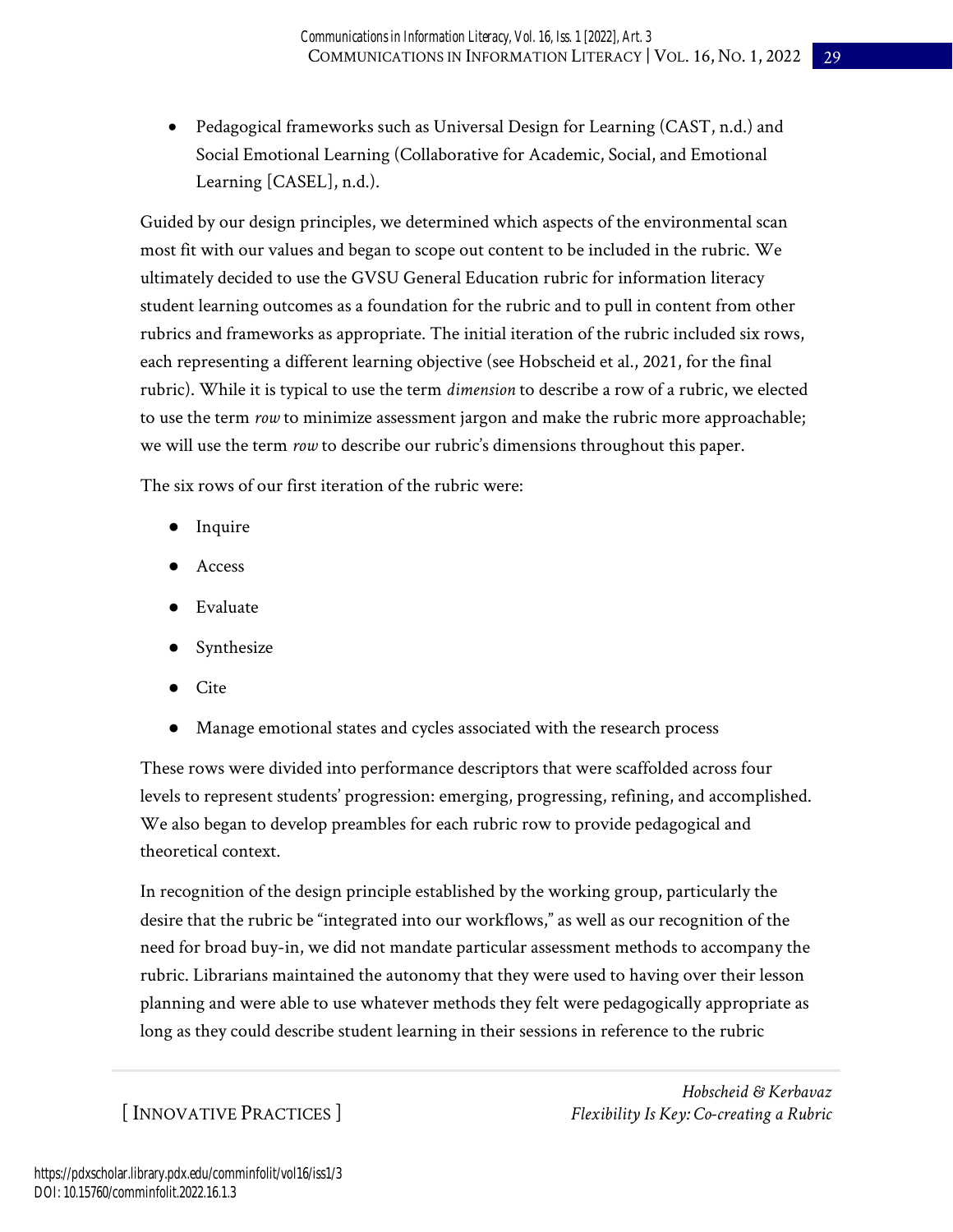- Pedagogical frameworks such as Universal Design for Learning (CAST, n.d.) and Social Emotional Learning (Collaborative for Academic, Social, and Emotional Learning [CASEL], n.d.).

Guided by our design principles, we determined which aspects of the environmental scan most fit with our values and began to scope out content to be included in the rubric. We ultimately decided to use the GVSU General Education rubric for information literacy student learning outcomes as a foundation for the rubric and to pull in content from other rubrics and frameworks as appropriate. The initial iteration of the rubric included six rows, each representing a different learning objective (see Hobscheid et al., 2021, for the final rubric). While it is typical to use the term *dimension* to describe a row of a rubric, we elected to use the term *row* to minimize assessment jargon and make the rubric more approachable; we will use the term *row* to describe our rubric's dimensions throughout this paper.

The six rows of our first iteration of the rubric were:

- Inquire
- Access
- Evaluate
- Synthesize
- Cite
- Manage emotional states and cycles associated with the research process

These rows were divided into performance descriptors that were scaffolded across four levels to represent students' progression: emerging, progressing, refining, and accomplished. We also began to develop preambles for each rubric row to provide pedagogical and theoretical context.

In recognition of the design principle established by the working group, particularly the desire that the rubric be "integrated into our workflows," as well as our recognition of the need for broad buy-in, we did not mandate particular assessment methods to accompany the rubric. Librarians maintained the autonomy that they were used to having over their lesson planning and were able to use whatever methods they felt were pedagogically appropriate as long as they could describe student learning in their sessions in reference to the rubric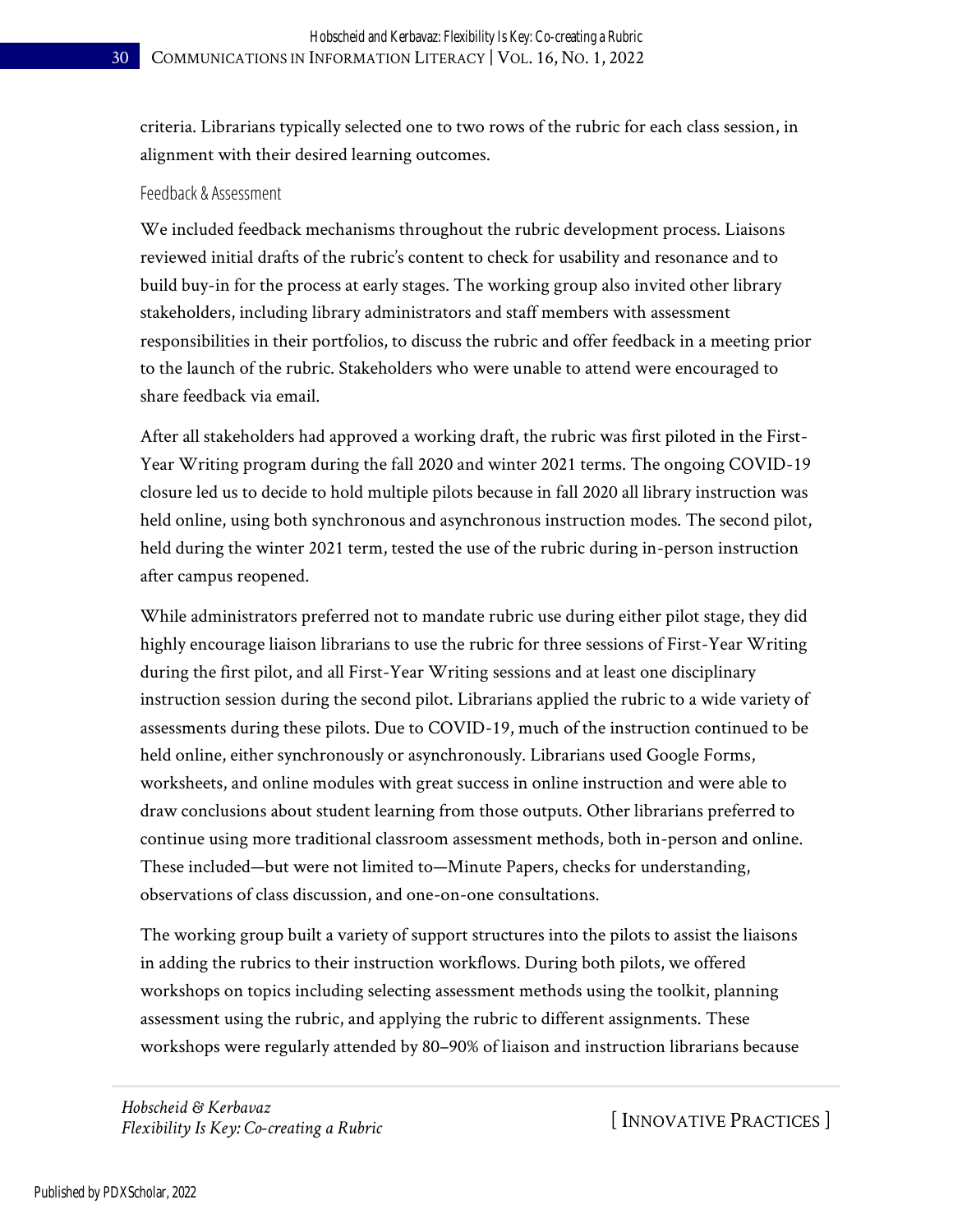criteria. Librarians typically selected one to two rows of the rubric for each class session, in alignment with their desired learning outcomes.

### Feedback & Assessment

We included feedback mechanisms throughout the rubric development process. Liaisons reviewed initial drafts of the rubric's content to check for usability and resonance and to build buy-in for the process at early stages. The working group also invited other library stakeholders, including library administrators and staff members with assessment responsibilities in their portfolios, to discuss the rubric and offer feedback in a meeting prior to the launch of the rubric. Stakeholders who were unable to attend were encouraged to share feedback via email.

After all stakeholders had approved a working draft, the rubric was first piloted in the First-Year Writing program during the fall 2020 and winter 2021 terms. The ongoing COVID-19 closure led us to decide to hold multiple pilots because in fall 2020 all library instruction was held online, using both synchronous and asynchronous instruction modes. The second pilot, held during the winter 2021 term, tested the use of the rubric during in-person instruction after campus reopened.

While administrators preferred not to mandate rubric use during either pilot stage, they did highly encourage liaison librarians to use the rubric for three sessions of First-Year Writing during the first pilot, and all First-Year Writing sessions and at least one disciplinary instruction session during the second pilot. Librarians applied the rubric to a wide variety of assessments during these pilots. Due to COVID-19, much of the instruction continued to be held online, either synchronously or asynchronously. Librarians used Google Forms, worksheets, and online modules with great success in online instruction and were able to draw conclusions about student learning from those outputs. Other librarians preferred to continue using more traditional classroom assessment methods, both in-person and online. These included—but were not limited to—Minute Papers, checks for understanding, observations of class discussion, and one-on-one consultations.

The working group built a variety of support structures into the pilots to assist the liaisons in adding the rubrics to their instruction workflows. During both pilots, we offered workshops on topics including selecting assessment methods using the toolkit, planning assessment using the rubric, and applying the rubric to different assignments. These workshops were regularly attended by 80–90% of liaison and instruction librarians because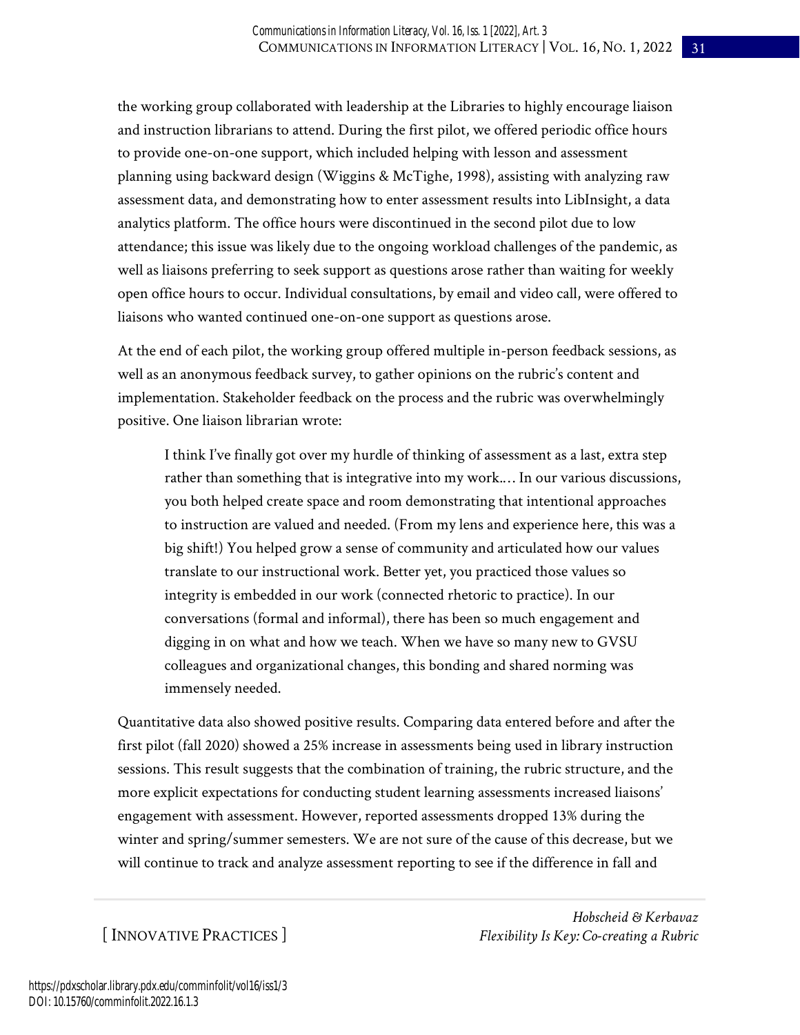the working group collaborated with leadership at the Libraries to highly encourage liaison and instruction librarians to attend. During the first pilot, we offered periodic office hours to provide one-on-one support, which included helping with lesson and assessment planning using backward design (Wiggins & McTighe, 1998), assisting with analyzing raw assessment data, and demonstrating how to enter assessment results into LibInsight, a data analytics platform. The office hours were discontinued in the second pilot due to low attendance; this issue was likely due to the ongoing workload challenges of the pandemic, as well as liaisons preferring to seek support as questions arose rather than waiting for weekly open office hours to occur. Individual consultations, by email and video call, were offered to liaisons who wanted continued one-on-one support as questions arose.

At the end of each pilot, the working group offered multiple in-person feedback sessions, as well as an anonymous feedback survey, to gather opinions on the rubric's content and implementation. Stakeholder feedback on the process and the rubric was overwhelmingly positive. One liaison librarian wrote:

> I think I've finally got over my hurdle of thinking of assessment as a last, extra step rather than something that is integrative into my work.… In our various discussions, you both helped create space and room demonstrating that intentional approaches to instruction are valued and needed. (From my lens and experience here, this was a big shift!) You helped grow a sense of community and articulated how our values translate to our instructional work. Better yet, you practiced those values so integrity is embedded in our work (connected rhetoric to practice). In our conversations (formal and informal), there has been so much engagement and digging in on what and how we teach. When we have so many new to GVSU colleagues and organizational changes, this bonding and shared norming was immensely needed.

Quantitative data also showed positive results. Comparing data entered before and after the first pilot (fall 2020) showed a 25% increase in assessments being used in library instruction sessions. This result suggests that the combination of training, the rubric structure, and the more explicit expectations for conducting student learning assessments increased liaisons' engagement with assessment. However, reported assessments dropped 13% during the winter and spring/summer semesters. We are not sure of the cause of this decrease, but we will continue to track and analyze assessment reporting to see if the difference in fall and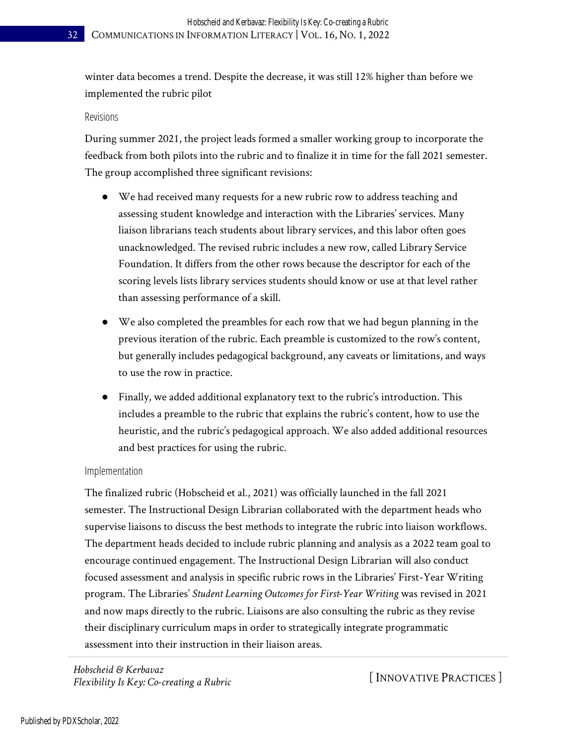winter data becomes a trend. Despite the decrease, it was still 12% higher than before we implemented the rubric pilot

### Revisions

During summer 2021, the project leads formed a smaller working group to incorporate the feedback from both pilots into the rubric and to finalize it in time for the fall 2021 semester. The group accomplished three significant revisions:

- We had received many requests for a new rubric row to address teaching and assessing student knowledge and interaction with the Libraries' services. Many liaison librarians teach students about library services, and this labor often goes unacknowledged. The revised rubric includes a new row, called Library Service Foundation. It differs from the other rows because the descriptor for each of the scoring levels lists library services students should know or use at that level rather than assessing performance of a skill.
- We also completed the preambles for each row that we had begun planning in the previous iteration of the rubric. Each preamble is customized to the row's content, but generally includes pedagogical background, any caveats or limitations, and ways to use the row in practice.
- Finally, we added additional explanatory text to the rubric's introduction. This includes a preamble to the rubric that explains the rubric's content, how to use the heuristic, and the rubric's pedagogical approach. We also added additional resources and best practices for using the rubric.

### Implementation

The finalized rubric (Hobscheid et al., 2021) was officially launched in the fall 2021 semester. The Instructional Design Librarian collaborated with the department heads who supervise liaisons to discuss the best methods to integrate the rubric into liaison workflows. The department heads decided to include rubric planning and analysis as a 2022 team goal to encourage continued engagement. The Instructional Design Librarian will also conduct focused assessment and analysis in specific rubric rows in the Libraries' First-Year Writing program. The Libraries' *Student Learning Outcomes for First-Year Writing* was revised in 2021 and now maps directly to the rubric. Liaisons are also consulting the rubric as they revise their disciplinary curriculum maps in order to strategically integrate programmatic assessment into their instruction in their liaison areas.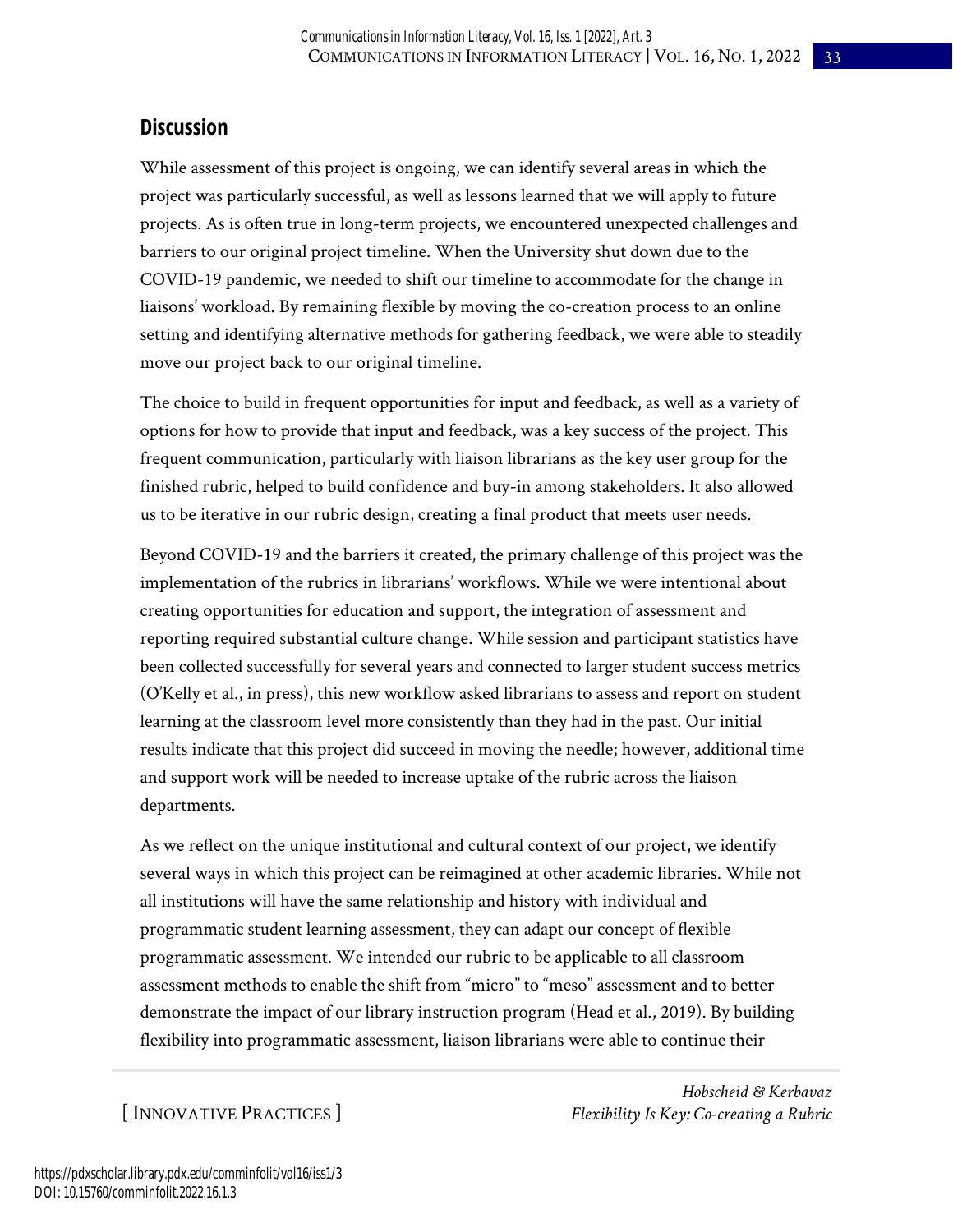## Discussion

While assessment of this project is ongoing, we can identify several areas in which the project was particularly successful, as well as lessons learned that we will apply to future projects. As is often true in long-term projects, we encountered unexpected challenges and barriers to our original project timeline. When the University shut down due to the COVID-19 pandemic, we needed to shift our timeline to accommodate for the change in liaisons' workload. By remaining flexible by moving the co-creation process to an online setting and identifying alternative methods for gathering feedback, we were able to steadily move our project back to our original timeline.

The choice to build in frequent opportunities for input and feedback, as well as a variety of options for how to provide that input and feedback, was a key success of the project. This frequent communication, particularly with liaison librarians as the key user group for the finished rubric, helped to build confidence and buy-in among stakeholders. It also allowed us to be iterative in our rubric design, creating a final product that meets user needs.

Beyond COVID-19 and the barriers it created, the primary challenge of this project was the implementation of the rubrics in librarians' workflows. While we were intentional about creating opportunities for education and support, the integration of assessment and reporting required substantial culture change. While session and participant statistics have been collected successfully for several years and connected to larger student success metrics (O'Kelly et al., in press), this new workflow asked librarians to assess and report on student learning at the classroom level more consistently than they had in the past. Our initial results indicate that this project did succeed in moving the needle; however, additional time and support work will be needed to increase uptake of the rubric across the liaison departments.

As we reflect on the unique institutional and cultural context of our project, we identify several ways in which this project can be reimagined at other academic libraries. While not all institutions will have the same relationship and history with individual and programmatic student learning assessment, they can adapt our concept of flexible programmatic assessment. We intended our rubric to be applicable to all classroom assessment methods to enable the shift from "micro" to "meso" assessment and to better demonstrate the impact of our library instruction program (Head et al., 2019). By building flexibility into programmatic assessment, liaison librarians were able to continue their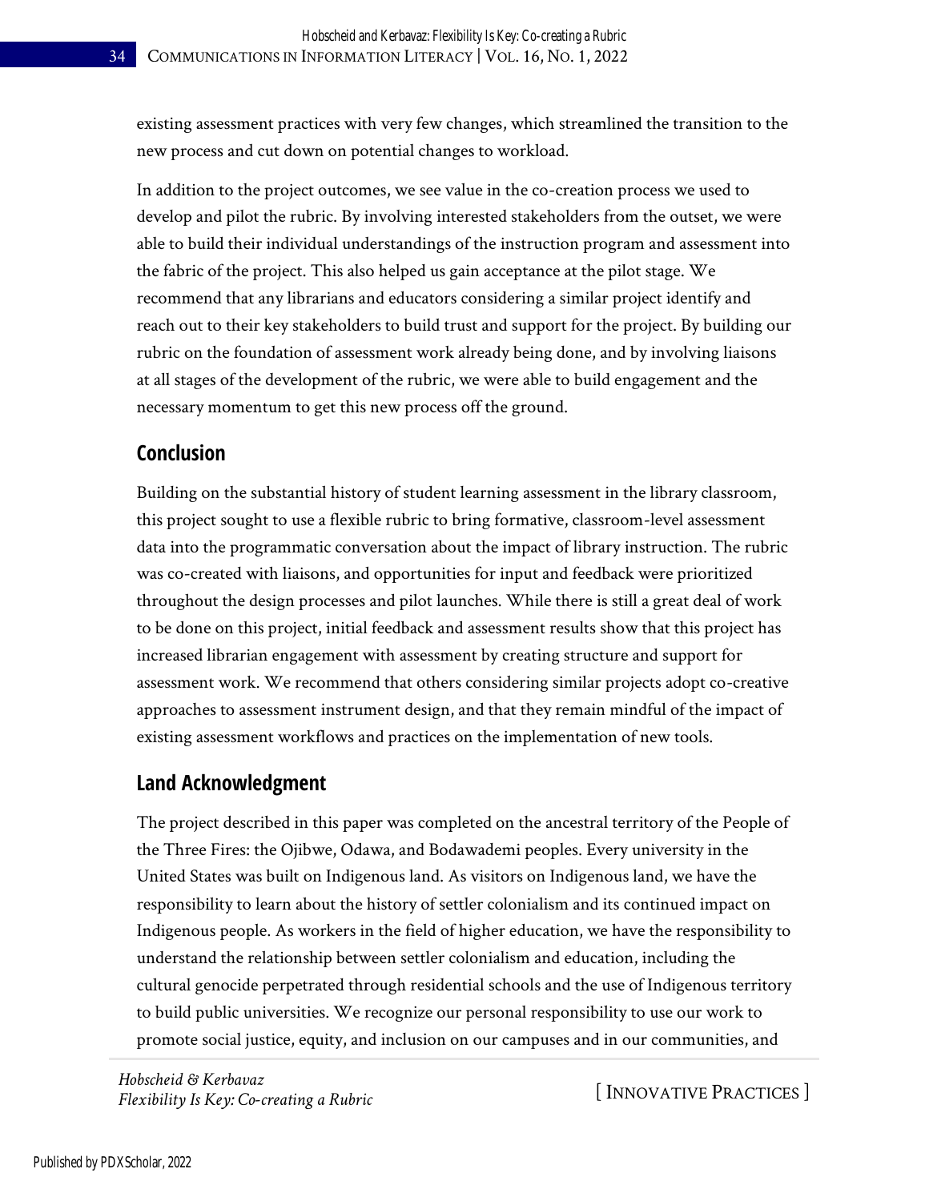existing assessment practices with very few changes, which streamlined the transition to the new process and cut down on potential changes to workload.

In addition to the project outcomes, we see value in the co-creation process we used to develop and pilot the rubric. By involving interested stakeholders from the outset, we were able to build their individual understandings of the instruction program and assessment into the fabric of the project. This also helped us gain acceptance at the pilot stage. We recommend that any librarians and educators considering a similar project identify and reach out to their key stakeholders to build trust and support for the project. By building our rubric on the foundation of assessment work already being done, and by involving liaisons at all stages of the development of the rubric, we were able to build engagement and the necessary momentum to get this new process off the ground.

## Conclusion

Building on the substantial history of student learning assessment in the library classroom, this project sought to use a flexible rubric to bring formative, classroom-level assessment data into the programmatic conversation about the impact of library instruction. The rubric was co-created with liaisons, and opportunities for input and feedback were prioritized throughout the design processes and pilot launches. While there is still a great deal of work to be done on this project, initial feedback and assessment results show that this project has increased librarian engagement with assessment by creating structure and support for assessment work. We recommend that others considering similar projects adopt co-creative approaches to assessment instrument design, and that they remain mindful of the impact of existing assessment workflows and practices on the implementation of new tools.

## Land Acknowledgment

The project described in this paper was completed on the ancestral territory of the People of the Three Fires: the Ojibwe, Odawa, and Bodawademi peoples. Every university in the United States was built on Indigenous land. As visitors on Indigenous land, we have the responsibility to learn about the history of settler colonialism and its continued impact on Indigenous people. As workers in the field of higher education, we have the responsibility to understand the relationship between settler colonialism and education, including the cultural genocide perpetrated through residential schools and the use of Indigenous territory to build public universities. We recognize our personal responsibility to use our work to promote social justice, equity, and inclusion on our campuses and in our communities, and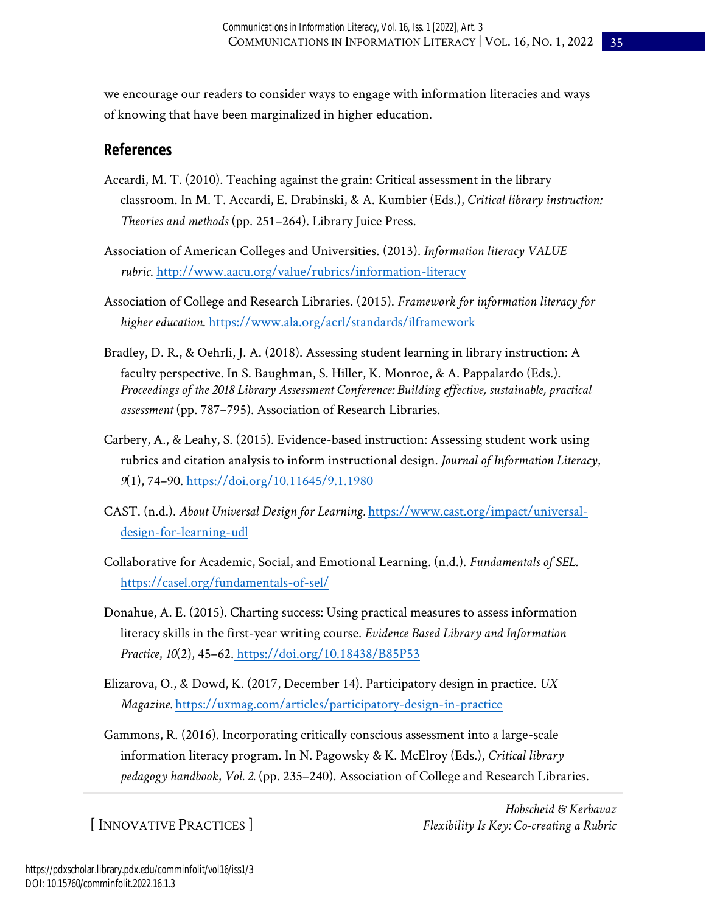we encourage our readers to consider ways to engage with information literacies and ways of knowing that have been marginalized in higher education.

## References

Accardi, M. T. (2010). Teaching against the grain: Critical assessment in the library classroom. In M. T. Accardi, E. Drabinski, & A. Kumbier (Eds.), *Critical library instruction: Theories and methods* (pp. 251–264). Library Juice Press.

Association of American Colleges and Universities. (2013). *Information literacy VALUE rubric*. http://www.aacu.org/value/rubrics/information-literacy

Association of College and Research Libraries. (2015). *Framework for information literacy for higher education*. https://www.ala.org/acrl/standards/ilframework

Bradley, D. R., & Oehrli, J. A. (2018). Assessing student learning in library instruction: A faculty perspective. In S. Baughman, S. Hiller, K. Monroe, & A. Pappalardo (Eds.). *Proceedings of the 2018 Library Assessment Conference: Building effective, sustainable, practical assessment* (pp. 787–795). Association of Research Libraries.

Carbery, A., & Leahy, S. (2015). Evidence-based instruction: Assessing student work using rubrics and citation analysis to inform instructional design. *Journal of Information Literacy*, *9*(1), 74–90. https://doi.org/10.11645/9.1.1980

CAST. (n.d.). *About Universal Design for Learning.* https://www.cast.org/impact/universal-design-for-learning-udl

Collaborative for Academic, Social, and Emotional Learning. (n.d.). *Fundamentals of SEL.* https://casel.org/fundamentals-of-sel/

Donahue, A. E. (2015). Charting success: Using practical measures to assess information literacy skills in the first-year writing course. *Evidence Based Library and Information Practice*, *10*(2), 45–62. https://doi.org/10.18438/B85P53

Elizarova, O., & Dowd, K. (2017, December 14). Participatory design in practice. *UX Magazine.* https://uxmag.com/articles/participatory-design-in-practice

Gammons, R. (2016). Incorporating critically conscious assessment into a large-scale information literacy program. In N. Pagowsky & K. McElroy (Eds.), *Critical library pedagogy handbook*, *Vol. 2.* (pp. 235–240). Association of College and Research Libraries.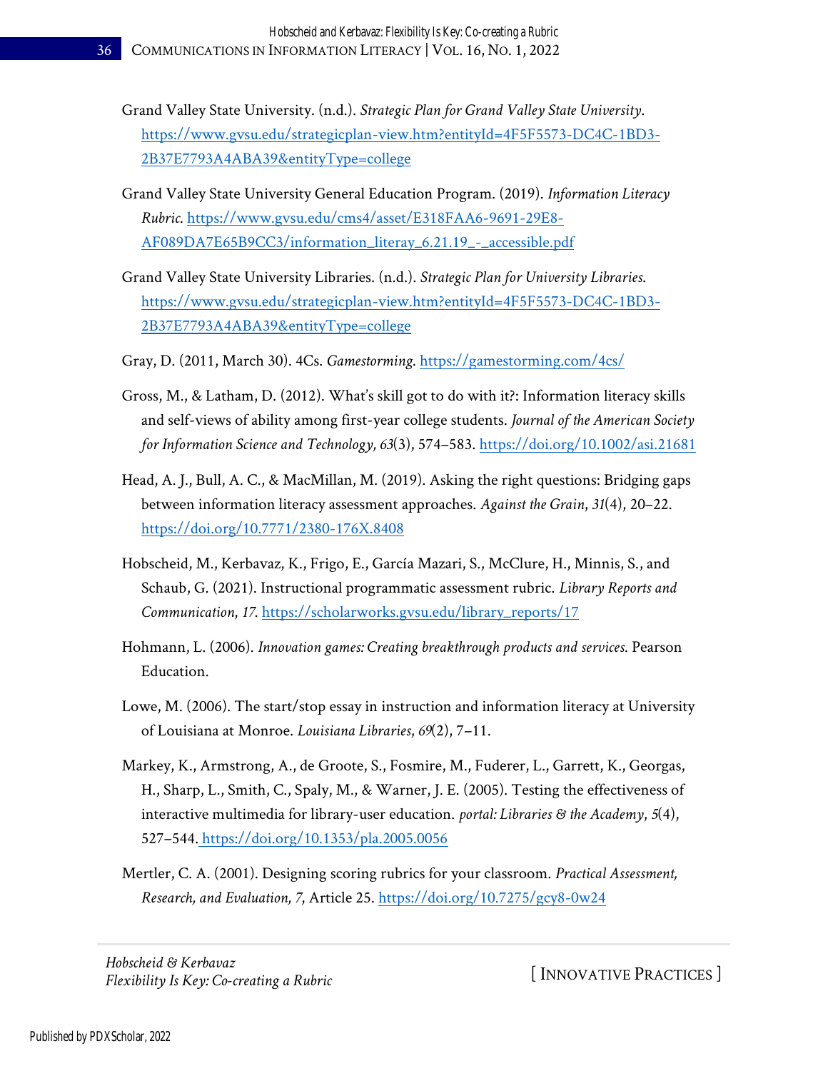Grand Valley State University. (n.d.). *Strategic Plan for Grand Valley State University*. https://www.gvsu.edu/strategicplan-view.htm?entityId=4F5F5573-DC4C-1BD3-2B37E7793A4ABA39&entityType=college

Grand Valley State University General Education Program. (2019). *Information Literacy Rubric*. https://www.gvsu.edu/cms4/asset/E318FAA6-9691-29E8-AF089DA7E65B9CC3/information_literay_6.21.19_-_accessible.pdf

Grand Valley State University Libraries. (n.d.). *Strategic Plan for University Libraries*. https://www.gvsu.edu/strategicplan-view.htm?entityId=4F5F5573-DC4C-1BD3-2B37E7793A4ABA39&entityType=college

Gray, D. (2011, March 30). 4Cs. *Gamestorming*. https://gamestorming.com/4cs/

Gross, M., & Latham, D. (2012). What's skill got to do with it?: Information literacy skills and self-views of ability among first-year college students. *Journal of the American Society for Information Science and Technology, 63*(3), 574–583. https://doi.org/10.1002/asi.21681

Head, A. J., Bull, A. C., & MacMillan, M. (2019). Asking the right questions: Bridging gaps between information literacy assessment approaches. *Against the Grain*, *31*(4), 20–22. https://doi.org/10.7771/2380-176X.8408

Hobscheid, M., Kerbavaz, K., Frigo, E., García Mazari, S., McClure, H., Minnis, S., and Schaub, G. (2021). Instructional programmatic assessment rubric. *Library Reports and Communication*, *17*. https://scholarworks.gvsu.edu/library_reports/17

Hohmann, L. (2006). *Innovation games: Creating breakthrough products and services*. Pearson Education.

Lowe, M. (2006). The start/stop essay in instruction and information literacy at University of Louisiana at Monroe. *Louisiana Libraries*, *69*(2), 7–11.

Markey, K., Armstrong, A., de Groote, S., Fosmire, M., Fuderer, L., Garrett, K., Georgas, H., Sharp, L., Smith, C., Spaly, M., & Warner, J. E. (2005). Testing the effectiveness of interactive multimedia for library-user education. *portal: Libraries & the Academy*, *5*(4), 527–544. https://doi.org/10.1353/pla.2005.0056

Mertler, C. A. (2001). Designing scoring rubrics for your classroom. *Practical Assessment, Research, and Evaluation, 7*, Article 25. https://doi.org/10.7275/gcy8-0w24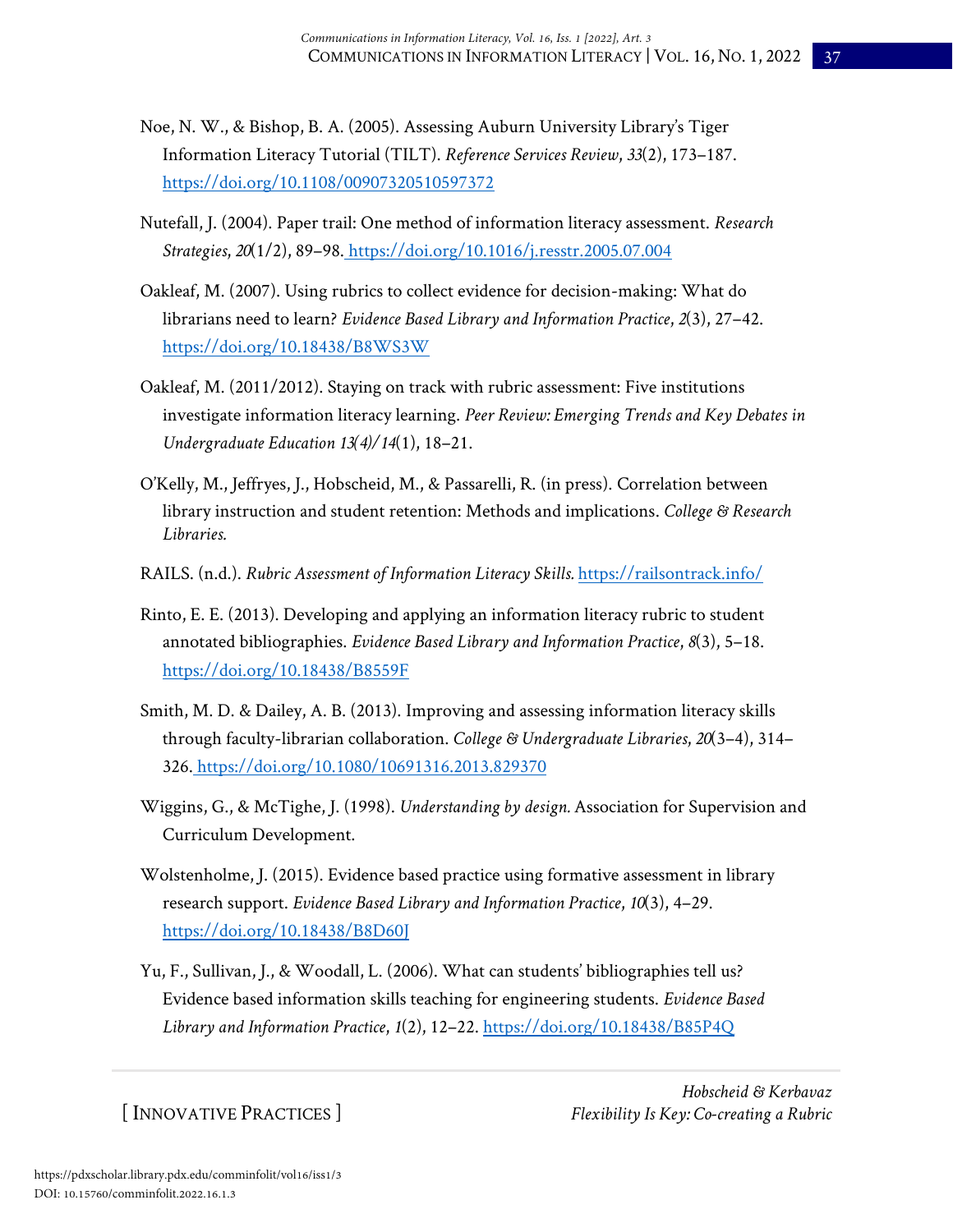Noe, N. W., & Bishop, B. A. (2005). Assessing Auburn University Library's Tiger Information Literacy Tutorial (TILT). *Reference Services Review*, *33*(2), 173–187. https://doi.org/10.1108/00907320510597372

Nutefall, J. (2004). Paper trail: One method of information literacy assessment. *Research Strategies*, *20*(1/2), 89–98. https://doi.org/10.1016/j.resstr.2005.07.004

Oakleaf, M. (2007). Using rubrics to collect evidence for decision-making: What do librarians need to learn? *Evidence Based Library and Information Practice*, *2*(3), 27–42. https://doi.org/10.18438/B8WS3W

Oakleaf, M. (2011/2012). Staying on track with rubric assessment: Five institutions investigate information literacy learning. *Peer Review: Emerging Trends and Key Debates in Undergraduate Education 13(4)/14*(1), 18–21.

O'Kelly, M., Jeffryes, J., Hobscheid, M., & Passarelli, R. (in press). Correlation between library instruction and student retention: Methods and implications. *College & Research Libraries.*

RAILS. (n.d.). *Rubric Assessment of Information Literacy Skills.* https://railsontrack.info/

Rinto, E. E. (2013). Developing and applying an information literacy rubric to student annotated bibliographies. *Evidence Based Library and Information Practice*, *8*(3), 5–18. https://doi.org/10.18438/B8559F

Smith, M. D. & Dailey, A. B. (2013). Improving and assessing information literacy skills through faculty-librarian collaboration. *College & Undergraduate Libraries*, *20*(3–4), 314–326. https://doi.org/10.1080/10691316.2013.829370

Wiggins, G., & McTighe, J. (1998). *Understanding by design.* Association for Supervision and Curriculum Development.

Wolstenholme, J. (2015). Evidence based practice using formative assessment in library research support. *Evidence Based Library and Information Practice*, *10*(3), 4–29. https://doi.org/10.18438/B8D60J

Yu, F., Sullivan, J., & Woodall, L. (2006). What can students' bibliographies tell us? Evidence based information skills teaching for engineering students. *Evidence Based Library and Information Practice*, *1*(2), 12–22. https://doi.org/10.18438/B85P4Q